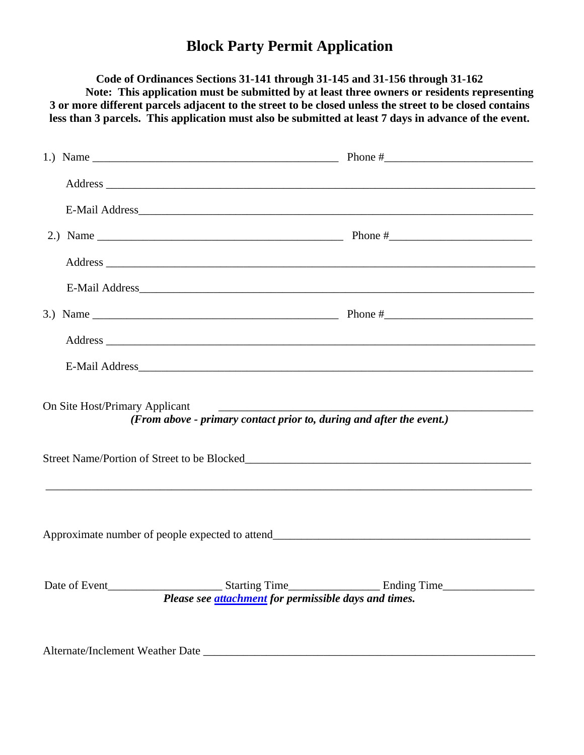# Block Party Permit Application

**Code of Ordinances Sections 31-141 through 31-145 and 31-156 through 31-162**

**Note: This application must be submitted by at least three owners or residents representing 3 or more different parcels adjacent to the street to be closed unless the street to be closed contains less than 3 parcels. This application must also be submitted at least 7 days in advance of the event.**

1.) Name ____________________________________________ Phone #_________________________

Address ____________________________________________________________________________

E-Mail Address_______________________________________________________________________

2.) Name ____________________________________________ Phone #_________________________

Address ____________________________________________________________________________

E-Mail Address_______________________________________________________________________

3.) Name ____________________________________________ Phone #_________________________

Address ____________________________________________________________________________

E-Mail Address_______________________________________________________________________

On Site Host/Primary Applicant ________________________________________________________

***(From above - primary contact prior to, during and after the event.)***

Street Name/Portion of Street to be Blocked_________________________________________________

____________________________________________________________________________________

Approximate number of people expected to attend____________________________________________

Date of Event____________________ Starting Time________________ Ending Time________________

***Please see attachment for permissible days and times.***

Alternate/Inclement Weather Date ____________________________________________________________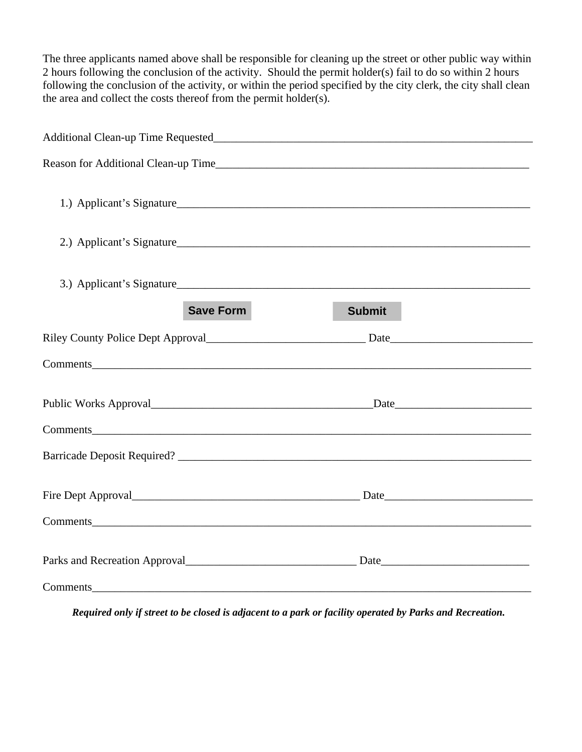The three applicants named above shall be responsible for cleaning up the street or other public way within 2 hours following the conclusion of the activity.  Should the permit holder(s) fail to do so within 2 hours following the conclusion of the activity, or within the period specified by the city clerk, the city shall clean the area and collect the costs thereof from the permit holder(s).

Additional Clean-up Time Requested\_\_\_\_\_\_\_\_\_\_\_\_\_\_\_\_\_\_\_\_\_\_\_\_\_\_\_\_\_\_\_\_\_\_\_\_\_\_\_\_\_\_\_\_\_\_\_\_\_\_\_\_\_\_\_\_\_\_

Reason for Additional Clean-up Time\_\_\_\_\_\_\_\_\_\_\_\_\_\_\_\_\_\_\_\_\_\_\_\_\_\_\_\_\_\_\_\_\_\_\_\_\_\_\_\_\_\_\_\_\_\_\_\_\_\_\_\_\_\_\_\_

1.) Applicant's Signature\_\_\_\_\_\_\_\_\_\_\_\_\_\_\_\_\_\_\_\_\_\_\_\_\_\_\_\_\_\_\_\_\_\_\_\_\_\_\_\_\_\_\_\_\_\_\_\_\_\_\_\_\_\_\_\_\_\_\_\_\_\_\_\_

2.) Applicant's Signature\_\_\_\_\_\_\_\_\_\_\_\_\_\_\_\_\_\_\_\_\_\_\_\_\_\_\_\_\_\_\_\_\_\_\_\_\_\_\_\_\_\_\_\_\_\_\_\_\_\_\_\_\_\_\_\_\_\_\_\_\_\_\_\_

3.) Applicant's Signature\_\_\_\_\_\_\_\_\_\_\_\_\_\_\_\_\_\_\_\_\_\_\_\_\_\_\_\_\_\_\_\_\_\_\_\_\_\_\_\_\_\_\_\_\_\_\_\_\_\_\_\_\_\_\_\_\_\_\_\_\_\_\_\_

**Save Form** **Submit**

Riley County Police Dept Approval\_\_\_\_\_\_\_\_\_\_\_\_\_\_\_\_\_\_\_\_\_\_\_\_\_\_\_\_ Date\_\_\_\_\_\_\_\_\_\_\_\_\_\_\_\_\_\_\_\_\_\_\_\_\_

Comments\_\_\_\_\_\_\_\_\_\_\_\_\_\_\_\_\_\_\_\_\_\_\_\_\_\_\_\_\_\_\_\_\_\_\_\_\_\_\_\_\_\_\_\_\_\_\_\_\_\_\_\_\_\_\_\_\_\_\_\_\_\_\_\_\_\_\_\_\_\_\_\_\_\_\_\_\_\_

Public Works Approval\_\_\_\_\_\_\_\_\_\_\_\_\_\_\_\_\_\_\_\_\_\_\_\_\_\_\_\_\_\_\_\_\_\_\_\_\_\_\_\_Date\_\_\_\_\_\_\_\_\_\_\_\_\_\_\_\_\_\_\_\_\_\_\_\_

Comments\_\_\_\_\_\_\_\_\_\_\_\_\_\_\_\_\_\_\_\_\_\_\_\_\_\_\_\_\_\_\_\_\_\_\_\_\_\_\_\_\_\_\_\_\_\_\_\_\_\_\_\_\_\_\_\_\_\_\_\_\_\_\_\_\_\_\_\_\_\_\_\_\_\_\_\_\_\_

Barricade Deposit Required? \_\_\_\_\_\_\_\_\_\_\_\_\_\_\_\_\_\_\_\_\_\_\_\_\_\_\_\_\_\_\_\_\_\_\_\_\_\_\_\_\_\_\_\_\_\_\_\_\_\_\_\_\_\_\_\_\_\_\_\_\_\_

Fire Dept Approval\_\_\_\_\_\_\_\_\_\_\_\_\_\_\_\_\_\_\_\_\_\_\_\_\_\_\_\_\_\_\_\_\_\_\_\_\_\_\_\_\_ Date\_\_\_\_\_\_\_\_\_\_\_\_\_\_\_\_\_\_\_\_\_\_\_\_\_\_

Comments\_\_\_\_\_\_\_\_\_\_\_\_\_\_\_\_\_\_\_\_\_\_\_\_\_\_\_\_\_\_\_\_\_\_\_\_\_\_\_\_\_\_\_\_\_\_\_\_\_\_\_\_\_\_\_\_\_\_\_\_\_\_\_\_\_\_\_\_\_\_\_\_\_\_\_\_\_\_

Parks and Recreation Approval\_\_\_\_\_\_\_\_\_\_\_\_\_\_\_\_\_\_\_\_\_\_\_\_\_\_\_\_\_\_ Date\_\_\_\_\_\_\_\_\_\_\_\_\_\_\_\_\_\_\_\_\_\_\_\_\_\_

Comments\_\_\_\_\_\_\_\_\_\_\_\_\_\_\_\_\_\_\_\_\_\_\_\_\_\_\_\_\_\_\_\_\_\_\_\_\_\_\_\_\_\_\_\_\_\_\_\_\_\_\_\_\_\_\_\_\_\_\_\_\_\_\_\_\_\_\_\_\_\_\_\_\_\_\_\_\_\_

***Required only if street to be closed is adjacent to a park or facility operated by Parks and Recreation.***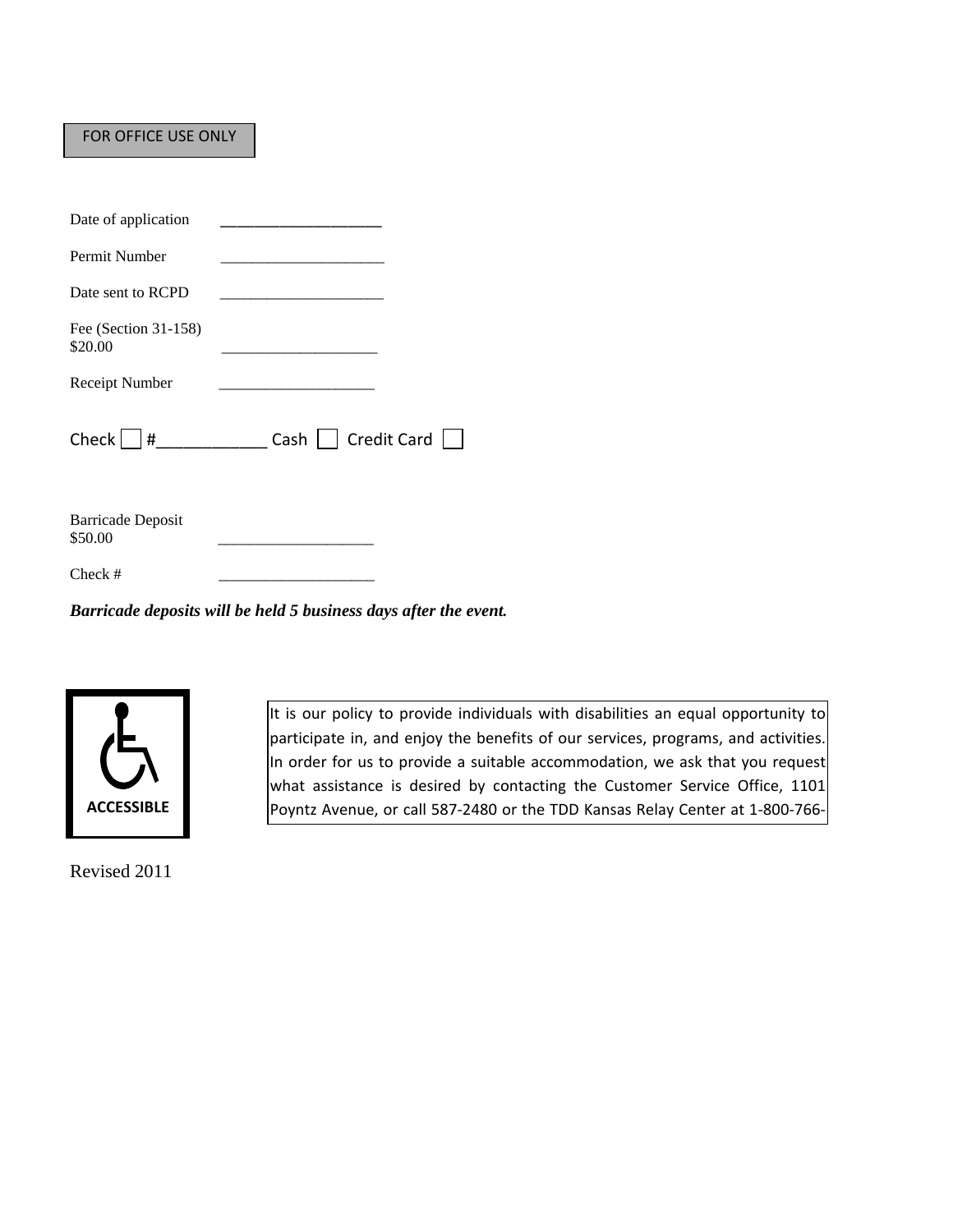FOR OFFICE USE ONLY

Date of application ____________________

Permit Number ____________________

Date sent to RCPD ____________________

Fee (Section 31-158)
$20.00 ____________________

Receipt Number ____________________

Check ☐ #____________ Cash ☐ Credit Card ☐

Barricade Deposit
$50.00 ____________________

Check # ____________________

***Barricade deposits will be held 5 business days after the event.***

ACCESSIBLE

It is our policy to provide individuals with disabilities an equal opportunity to participate in, and enjoy the benefits of our services, programs, and activities. In order for us to provide a suitable accommodation, we ask that you request what assistance is desired by contacting the Customer Service Office, 1101 Poyntz Avenue, or call 587-2480 or the TDD Kansas Relay Center at 1-800-766-

Revised 2011